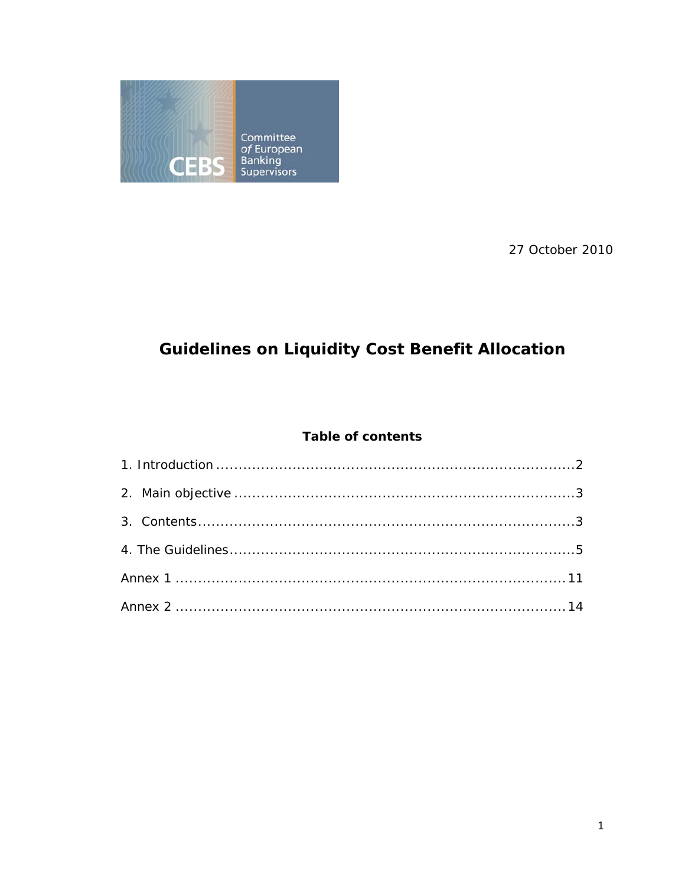Committee of European Banking Supervisors

CEBS

27 October 2010

# Guidelines on Liquidity Cost Benefit Allocation

**Table of contents**

1. Introduction ....................................................................................2

2. Main objective ................................................................................3

3. Contents........................................................................................3

4. The Guidelines.................................................................................5

Annex 1 ...........................................................................................11

Annex 2 ...........................................................................................14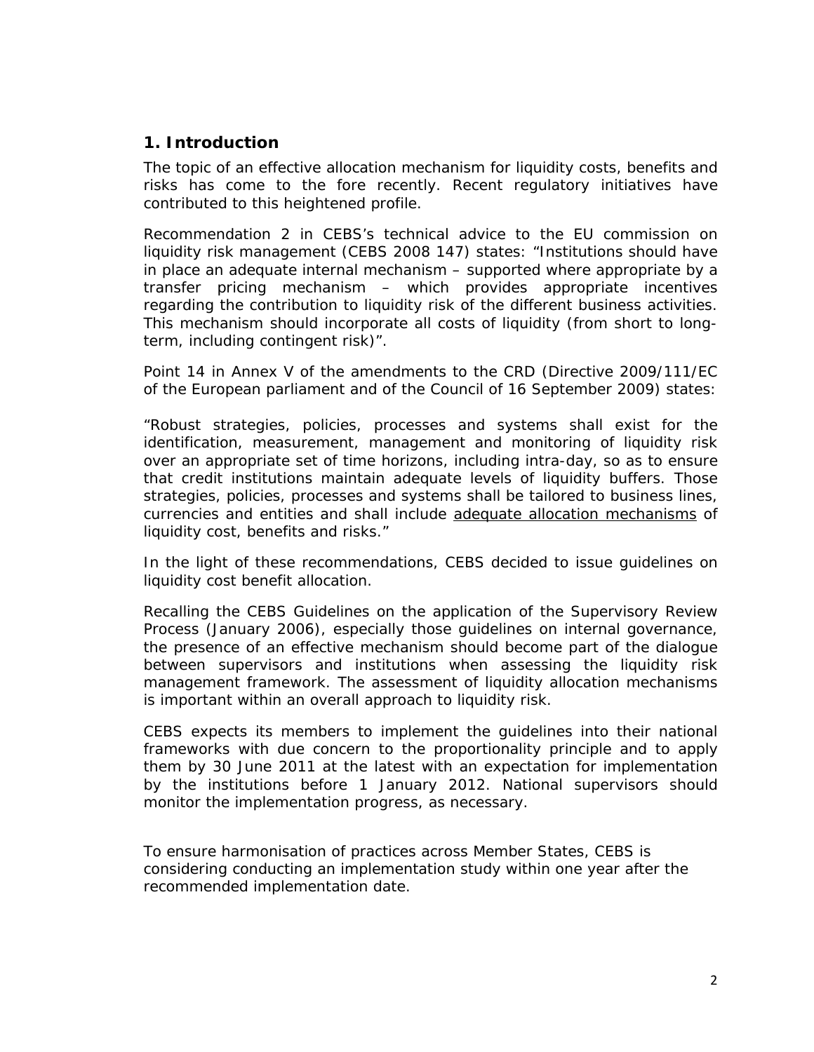## 1. Introduction

The topic of an effective allocation mechanism for liquidity costs, benefits and risks has come to the fore recently. Recent regulatory initiatives have contributed to this heightened profile.

Recommendation 2 in CEBS's technical advice to the EU commission on liquidity risk management (CEBS 2008 147) states: "Institutions should have in place an adequate internal mechanism – supported where appropriate by a transfer pricing mechanism – which provides appropriate incentives regarding the contribution to liquidity risk of the different business activities. This mechanism should incorporate all costs of liquidity (from short to long-term, including contingent risk)".

Point 14 in Annex V of the amendments to the CRD (Directive 2009/111/EC of the European parliament and of the Council of 16 September 2009) states:

"Robust strategies, policies, processes and systems shall exist for the identification, measurement, management and monitoring of liquidity risk over an appropriate set of time horizons, including intra-day, so as to ensure that credit institutions maintain adequate levels of liquidity buffers. Those strategies, policies, processes and systems shall be tailored to business lines, currencies and entities and shall include <u>adequate allocation mechanisms</u> of liquidity cost, benefits and risks."

In the light of these recommendations, CEBS decided to issue guidelines on liquidity cost benefit allocation.

Recalling the CEBS Guidelines on the application of the Supervisory Review Process (January 2006), especially those guidelines on internal governance, the presence of an effective mechanism should become part of the dialogue between supervisors and institutions when assessing the liquidity risk management framework. The assessment of liquidity allocation mechanisms is important within an overall approach to liquidity risk.

CEBS expects its members to implement the guidelines into their national frameworks with due concern to the proportionality principle and to apply them by 30 June 2011 at the latest with an expectation for implementation by the institutions before 1 January 2012. National supervisors should monitor the implementation progress, as necessary.

To ensure harmonisation of practices across Member States, CEBS is considering conducting an implementation study within one year after the recommended implementation date.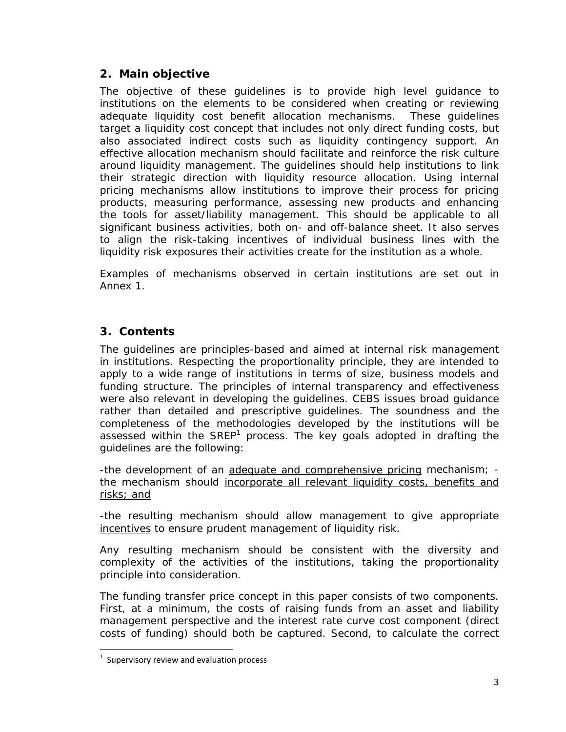## 2. Main objective

The objective of these guidelines is to provide high level guidance to institutions on the elements to be considered when creating or reviewing adequate liquidity cost benefit allocation mechanisms. These guidelines target a liquidity cost concept that includes not only direct funding costs, but also associated indirect costs such as liquidity contingency support. An effective allocation mechanism should facilitate and reinforce the risk culture around liquidity management. The guidelines should help institutions to link their strategic direction with liquidity resource allocation. Using internal pricing mechanisms allow institutions to improve their process for pricing products, measuring performance, assessing new products and enhancing the tools for asset/liability management. This should be applicable to all significant business activities, both on- and off-balance sheet. It also serves to align the risk-taking incentives of individual business lines with the liquidity risk exposures their activities create for the institution as a whole.

Examples of mechanisms observed in certain institutions are set out in Annex 1.

## 3. Contents

The guidelines are principles-based and aimed at internal risk management in institutions. Respecting the proportionality principle, they are intended to apply to a wide range of institutions in terms of size, business models and funding structure. The principles of internal transparency and effectiveness were also relevant in developing the guidelines. CEBS issues broad guidance rather than detailed and prescriptive guidelines. The soundness and the completeness of the methodologies developed by the institutions will be assessed within the SREP[1] process. The key goals adopted in drafting the guidelines are the following:

-the development of an adequate and comprehensive pricing mechanism; -the mechanism should incorporate all relevant liquidity costs, benefits and risks; and

-the resulting mechanism should allow management to give appropriate incentives to ensure prudent management of liquidity risk.

Any resulting mechanism should be consistent with the diversity and complexity of the activities of the institutions, taking the proportionality principle into consideration.

The funding transfer price concept in this paper consists of two components. First, at a minimum, the costs of raising funds from an asset and liability management perspective and the interest rate curve cost component (direct costs of funding) should both be captured. Second, to calculate the correct

[1] Supervisory review and evaluation process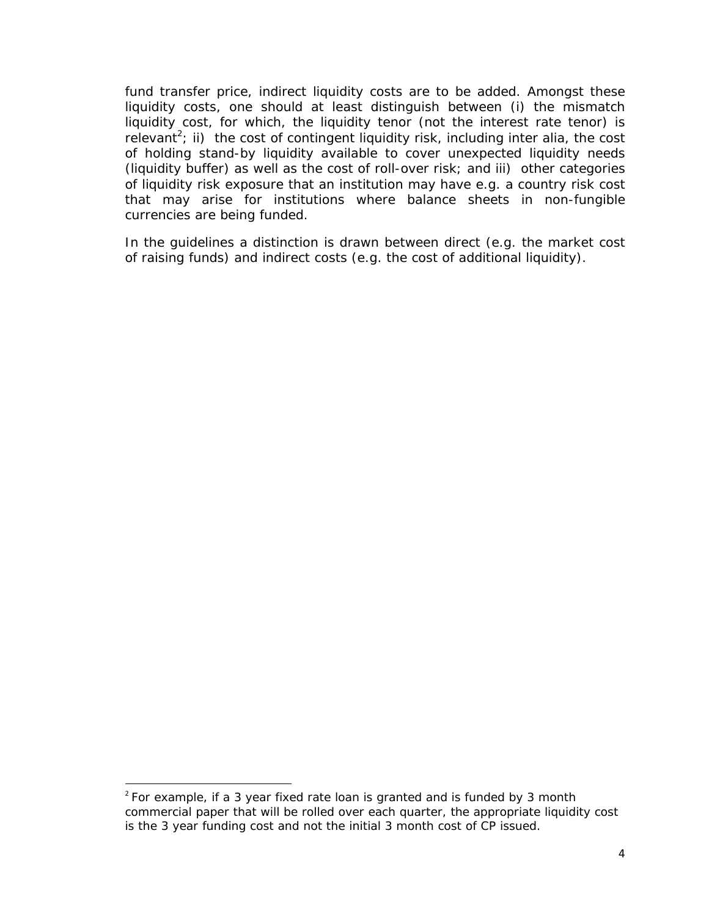fund transfer price, indirect liquidity costs are to be added. Amongst these liquidity costs, one should at least distinguish between (i) the mismatch liquidity cost, for which, the liquidity tenor (not the interest rate tenor) is relevant[2]; ii) the cost of contingent liquidity risk, including inter alia, the cost of holding stand-by liquidity available to cover unexpected liquidity needs (liquidity buffer) as well as the cost of roll-over risk; and iii) other categories of liquidity risk exposure that an institution may have e.g. a country risk cost that may arise for institutions where balance sheets in non-fungible currencies are being funded.

In the guidelines a distinction is drawn between direct (e.g. the market cost of raising funds) and indirect costs (e.g. the cost of additional liquidity).

---

[2] For example, if a 3 year fixed rate loan is granted and is funded by 3 month commercial paper that will be rolled over each quarter, the appropriate liquidity cost is the 3 year funding cost and not the initial 3 month cost of CP issued.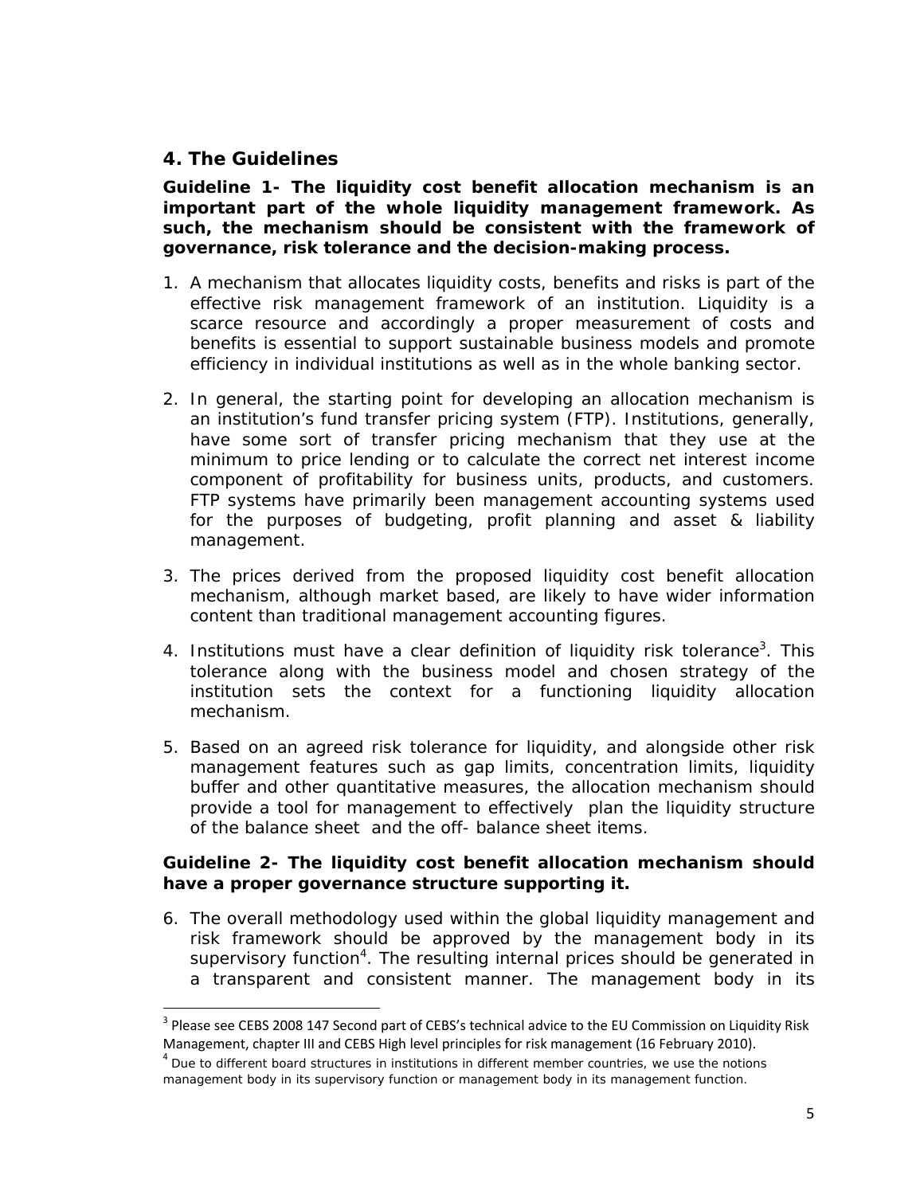## 4. The Guidelines

**Guideline 1- The liquidity cost benefit allocation mechanism is an important part of the whole liquidity management framework. As such, the mechanism should be consistent with the framework of governance, risk tolerance and the decision-making process.**

1. A mechanism that allocates liquidity costs, benefits and risks is part of the effective risk management framework of an institution. Liquidity is a scarce resource and accordingly a proper measurement of costs and benefits is essential to support sustainable business models and promote efficiency in individual institutions as well as in the whole banking sector.

2. In general, the starting point for developing an allocation mechanism is an institution's fund transfer pricing system (FTP). Institutions, generally, have some sort of transfer pricing mechanism that they use at the minimum to price lending or to calculate the correct net interest income component of profitability for business units, products, and customers. FTP systems have primarily been management accounting systems used for the purposes of budgeting, profit planning and asset & liability management.

3. The prices derived from the proposed liquidity cost benefit allocation mechanism, although market based, are likely to have wider information content than traditional management accounting figures.

4. Institutions must have a clear definition of liquidity risk tolerance[3]. This tolerance along with the business model and chosen strategy of the institution sets the context for a functioning liquidity allocation mechanism.

5. Based on an agreed risk tolerance for liquidity, and alongside other risk management features such as gap limits, concentration limits, liquidity buffer and other quantitative measures, the allocation mechanism should provide a tool for management to effectively plan the liquidity structure of the balance sheet and the off- balance sheet items.

**Guideline 2- The liquidity cost benefit allocation mechanism should have a proper governance structure supporting it.**

6. The overall methodology used within the global liquidity management and risk framework should be approved by the management body in its supervisory function[4]. The resulting internal prices should be generated in a transparent and consistent manner. The management body in its

[3] Please see CEBS 2008 147 Second part of CEBS's technical advice to the EU Commission on Liquidity Risk Management, chapter III and CEBS High level principles for risk management (16 February 2010).

[4] Due to different board structures in institutions in different member countries, we use the notions management body in its supervisory function or management body in its management function.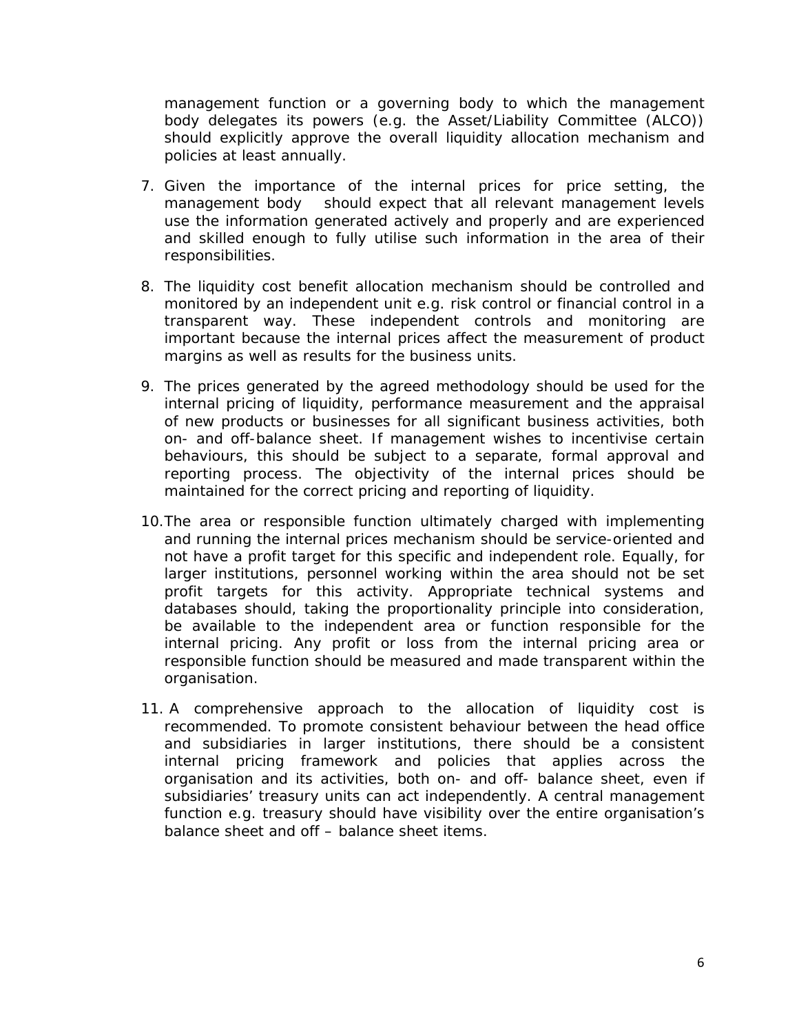management function or a governing body to which the management body delegates its powers (e.g. the Asset/Liability Committee (ALCO)) should explicitly approve the overall liquidity allocation mechanism and policies at least annually.

7. Given the importance of the internal prices for price setting, the management body should expect that all relevant management levels use the information generated actively and properly and are experienced and skilled enough to fully utilise such information in the area of their responsibilities.

8. The liquidity cost benefit allocation mechanism should be controlled and monitored by an independent unit e.g. risk control or financial control in a transparent way. These independent controls and monitoring are important because the internal prices affect the measurement of product margins as well as results for the business units.

9. The prices generated by the agreed methodology should be used for the internal pricing of liquidity, performance measurement and the appraisal of new products or businesses for all significant business activities, both on- and off-balance sheet. If management wishes to incentivise certain behaviours, this should be subject to a separate, formal approval and reporting process. The objectivity of the internal prices should be maintained for the correct pricing and reporting of liquidity.

10. The area or responsible function ultimately charged with implementing and running the internal prices mechanism should be service-oriented and not have a profit target for this specific and independent role. Equally, for larger institutions, personnel working within the area should not be set profit targets for this activity. Appropriate technical systems and databases should, taking the proportionality principle into consideration, be available to the independent area or function responsible for the internal pricing. Any profit or loss from the internal pricing area or responsible function should be measured and made transparent within the organisation.

11. A comprehensive approach to the allocation of liquidity cost is recommended. To promote consistent behaviour between the head office and subsidiaries in larger institutions, there should be a consistent internal pricing framework and policies that applies across the organisation and its activities, both on- and off- balance sheet, even if subsidiaries' treasury units can act independently. A central management function e.g. treasury should have visibility over the entire organisation's balance sheet and off – balance sheet items.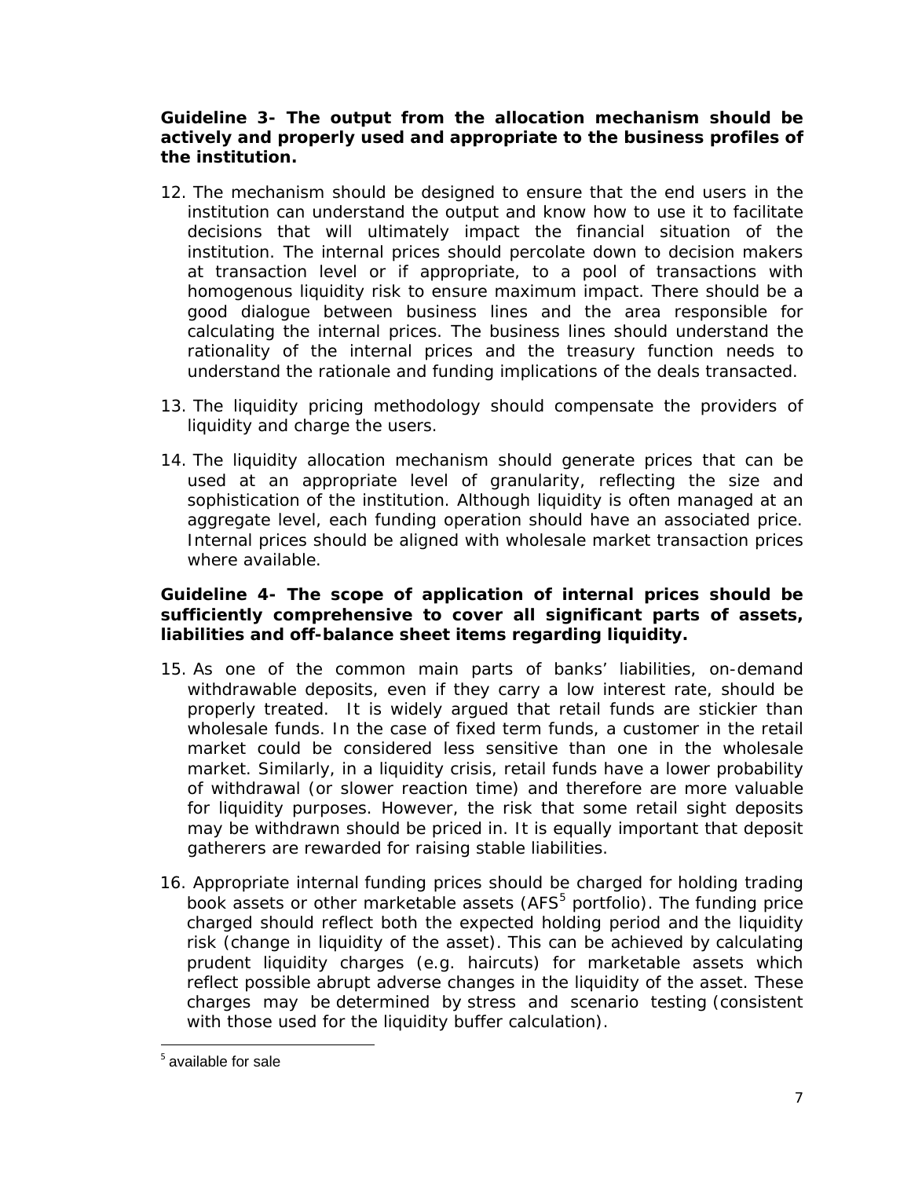**Guideline 3- The output from the allocation mechanism should be actively and properly used and appropriate to the business profiles of the institution.**

12. The mechanism should be designed to ensure that the end users in the institution can understand the output and know how to use it to facilitate decisions that will ultimately impact the financial situation of the institution. The internal prices should percolate down to decision makers at transaction level or if appropriate, to a pool of transactions with homogenous liquidity risk to ensure maximum impact. There should be a good dialogue between business lines and the area responsible for calculating the internal prices. The business lines should understand the rationality of the internal prices and the treasury function needs to understand the rationale and funding implications of the deals transacted.

13. The liquidity pricing methodology should compensate the providers of liquidity and charge the users.

14. The liquidity allocation mechanism should generate prices that can be used at an appropriate level of granularity, reflecting the size and sophistication of the institution. Although liquidity is often managed at an aggregate level, each funding operation should have an associated price. Internal prices should be aligned with wholesale market transaction prices where available.

**Guideline 4- The scope of application of internal prices should be sufficiently comprehensive to cover all significant parts of assets, liabilities and off-balance sheet items regarding liquidity.**

15. As one of the common main parts of banks' liabilities, on-demand withdrawable deposits, even if they carry a low interest rate, should be properly treated. It is widely argued that retail funds are stickier than wholesale funds. In the case of fixed term funds, a customer in the retail market could be considered less sensitive than one in the wholesale market. Similarly, in a liquidity crisis, retail funds have a lower probability of withdrawal (or slower reaction time) and therefore are more valuable for liquidity purposes. However, the risk that some retail sight deposits may be withdrawn should be priced in. It is equally important that deposit gatherers are rewarded for raising stable liabilities.

16. Appropriate internal funding prices should be charged for holding trading book assets or other marketable assets (AFS[5] portfolio). The funding price charged should reflect both the expected holding period and the liquidity risk (change in liquidity of the asset). This can be achieved by calculating prudent liquidity charges (e.g. haircuts) for marketable assets which reflect possible abrupt adverse changes in the liquidity of the asset. These charges may be determined by stress and scenario testing (consistent with those used for the liquidity buffer calculation).

[5] available for sale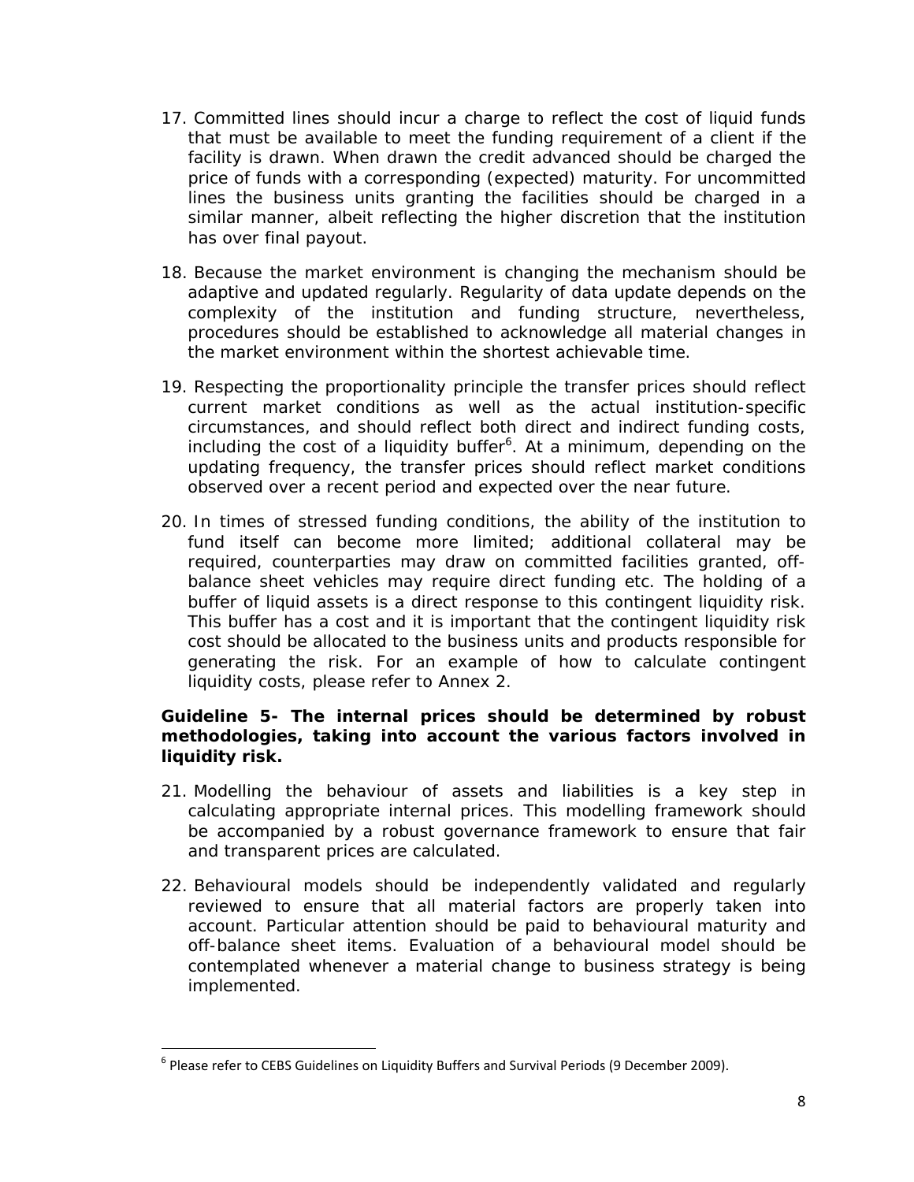17. Committed lines should incur a charge to reflect the cost of liquid funds that must be available to meet the funding requirement of a client if the facility is drawn. When drawn the credit advanced should be charged the price of funds with a corresponding (expected) maturity. For uncommitted lines the business units granting the facilities should be charged in a similar manner, albeit reflecting the higher discretion that the institution has over final payout.

18. Because the market environment is changing the mechanism should be adaptive and updated regularly. Regularity of data update depends on the complexity of the institution and funding structure, nevertheless, procedures should be established to acknowledge all material changes in the market environment within the shortest achievable time.

19. Respecting the proportionality principle the transfer prices should reflect current market conditions as well as the actual institution-specific circumstances, and should reflect both direct and indirect funding costs, including the cost of a liquidity buffer[6]. At a minimum, depending on the updating frequency, the transfer prices should reflect market conditions observed over a recent period and expected over the near future.

20. In times of stressed funding conditions, the ability of the institution to fund itself can become more limited; additional collateral may be required, counterparties may draw on committed facilities granted, off-balance sheet vehicles may require direct funding etc. The holding of a buffer of liquid assets is a direct response to this contingent liquidity risk. This buffer has a cost and it is important that the contingent liquidity risk cost should be allocated to the business units and products responsible for generating the risk. For an example of how to calculate contingent liquidity costs, please refer to Annex 2.

**Guideline 5- The internal prices should be determined by robust methodologies, taking into account the various factors involved in liquidity risk.**

21. Modelling the behaviour of assets and liabilities is a key step in calculating appropriate internal prices. This modelling framework should be accompanied by a robust governance framework to ensure that fair and transparent prices are calculated.

22. Behavioural models should be independently validated and regularly reviewed to ensure that all material factors are properly taken into account. Particular attention should be paid to behavioural maturity and off-balance sheet items. Evaluation of a behavioural model should be contemplated whenever a material change to business strategy is being implemented.

[6] Please refer to CEBS Guidelines on Liquidity Buffers and Survival Periods (9 December 2009).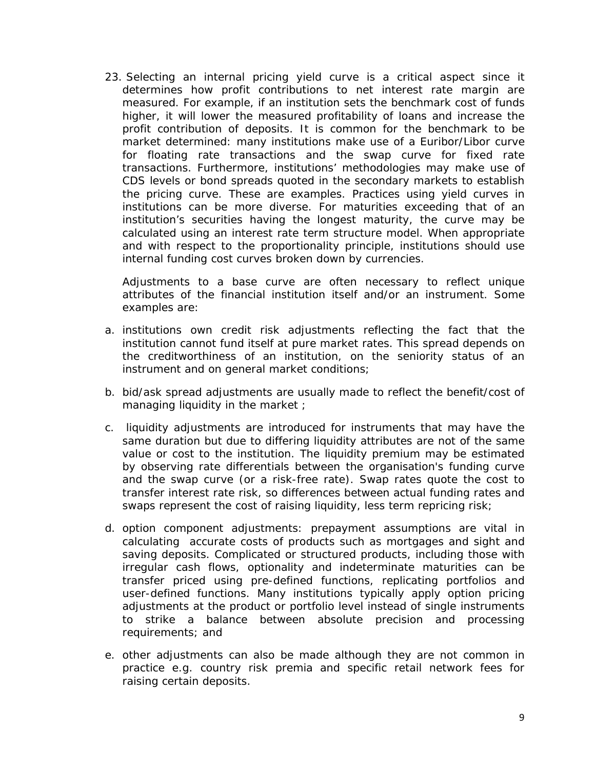23. Selecting an internal pricing yield curve is a critical aspect since it determines how profit contributions to net interest rate margin are measured. For example, if an institution sets the benchmark cost of funds higher, it will lower the measured profitability of loans and increase the profit contribution of deposits. It is common for the benchmark to be market determined: many institutions make use of a Euribor/Libor curve for floating rate transactions and the swap curve for fixed rate transactions. Furthermore, institutions' methodologies may make use of CDS levels or bond spreads quoted in the secondary markets to establish the pricing curve. These are examples. Practices using yield curves in institutions can be more diverse. For maturities exceeding that of an institution's securities having the longest maturity, the curve may be calculated using an interest rate term structure model. When appropriate and with respect to the proportionality principle, institutions should use internal funding cost curves broken down by currencies.

    Adjustments to a base curve are often necessary to reflect unique attributes of the financial institution itself and/or an instrument. Some examples are:

a. institutions own credit risk adjustments reflecting the fact that the institution cannot fund itself at pure market rates. This spread depends on the creditworthiness of an institution, on the seniority status of an instrument and on general market conditions;

b. bid/ask spread adjustments are usually made to reflect the benefit/cost of managing liquidity in the market ;

c. liquidity adjustments are introduced for instruments that may have the same duration but due to differing liquidity attributes are not of the same value or cost to the institution. The liquidity premium may be estimated by observing rate differentials between the organisation's funding curve and the swap curve (or a risk-free rate). Swap rates quote the cost to transfer interest rate risk, so differences between actual funding rates and swaps represent the cost of raising liquidity, less term repricing risk;

d. option component adjustments: prepayment assumptions are vital in calculating accurate costs of products such as mortgages and sight and saving deposits. Complicated or structured products, including those with irregular cash flows, optionality and indeterminate maturities can be transfer priced using pre-defined functions, replicating portfolios and user-defined functions. Many institutions typically apply option pricing adjustments at the product or portfolio level instead of single instruments to strike a balance between absolute precision and processing requirements; and

e. other adjustments can also be made although they are not common in practice e.g. country risk premia and specific retail network fees for raising certain deposits.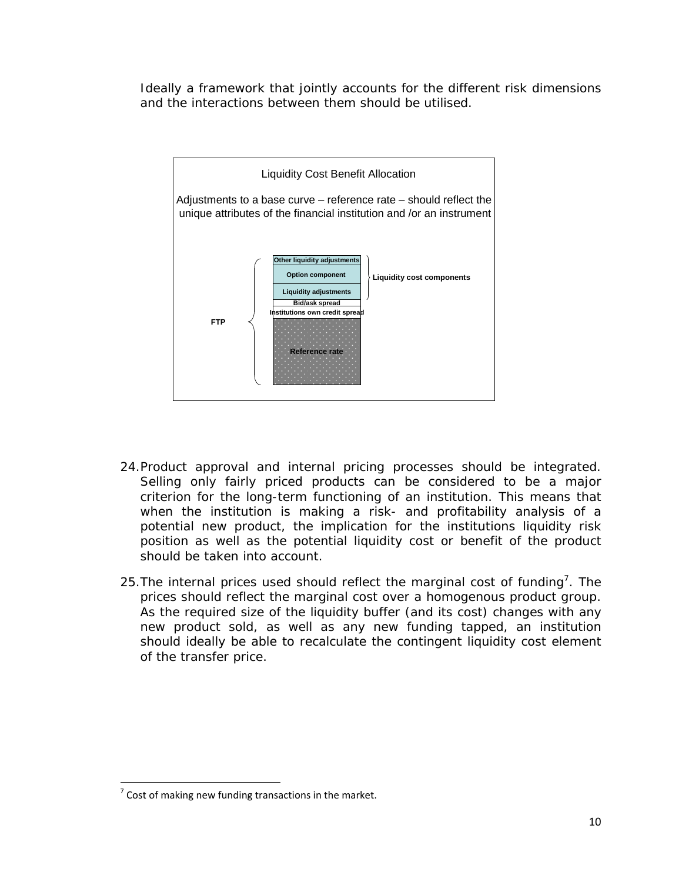Ideally a framework that jointly accounts for the different risk dimensions and the interactions between them should be utilised.

Liquidity Cost Benefit Allocation

Adjustments to a base curve – reference rate – should reflect the unique attributes of the financial institution and /or an instrument

FTP

- Other liquidity adjustments
- Option component
- Liquidity adjustments
- Bid/ask spread
- Institutions own credit spread
- Reference rate

Liquidity cost components

24. Product approval and internal pricing processes should be integrated. Selling only fairly priced products can be considered to be a major criterion for the long-term functioning of an institution. This means that when the institution is making a risk- and profitability analysis of a potential new product, the implication for the institutions liquidity risk position as well as the potential liquidity cost or benefit of the product should be taken into account.

25. The internal prices used should reflect the marginal cost of funding[7]. The prices should reflect the marginal cost over a homogenous product group. As the required size of the liquidity buffer (and its cost) changes with any new product sold, as well as any new funding tapped, an institution should ideally be able to recalculate the contingent liquidity cost element of the transfer price.

[7] Cost of making new funding transactions in the market.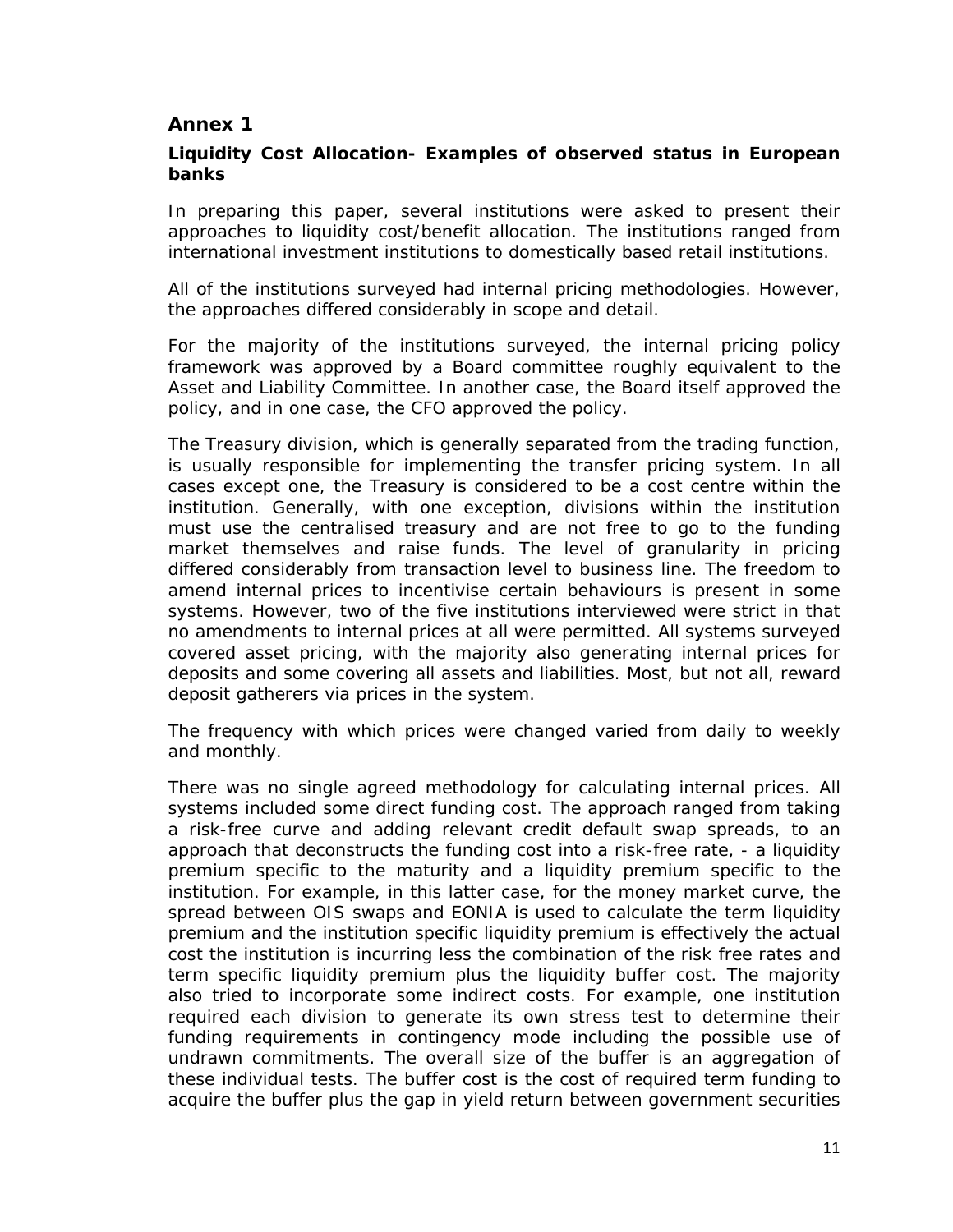## Annex 1

### Liquidity Cost Allocation- Examples of observed status in European banks

In preparing this paper, several institutions were asked to present their approaches to liquidity cost/benefit allocation. The institutions ranged from international investment institutions to domestically based retail institutions.

All of the institutions surveyed had internal pricing methodologies. However, the approaches differed considerably in scope and detail.

For the majority of the institutions surveyed, the internal pricing policy framework was approved by a Board committee roughly equivalent to the Asset and Liability Committee. In another case, the Board itself approved the policy, and in one case, the CFO approved the policy.

The Treasury division, which is generally separated from the trading function, is usually responsible for implementing the transfer pricing system. In all cases except one, the Treasury is considered to be a cost centre within the institution. Generally, with one exception, divisions within the institution must use the centralised treasury and are not free to go to the funding market themselves and raise funds. The level of granularity in pricing differed considerably from transaction level to business line. The freedom to amend internal prices to incentivise certain behaviours is present in some systems. However, two of the five institutions interviewed were strict in that no amendments to internal prices at all were permitted. All systems surveyed covered asset pricing, with the majority also generating internal prices for deposits and some covering all assets and liabilities. Most, but not all, reward deposit gatherers via prices in the system.

The frequency with which prices were changed varied from daily to weekly and monthly.

There was no single agreed methodology for calculating internal prices. All systems included some direct funding cost. The approach ranged from taking a risk-free curve and adding relevant credit default swap spreads, to an approach that deconstructs the funding cost into a risk-free rate, - a liquidity premium specific to the maturity and a liquidity premium specific to the institution. For example, in this latter case, for the money market curve, the spread between OIS swaps and EONIA is used to calculate the term liquidity premium and the institution specific liquidity premium is effectively the actual cost the institution is incurring less the combination of the risk free rates and term specific liquidity premium plus the liquidity buffer cost. The majority also tried to incorporate some indirect costs. For example, one institution required each division to generate its own stress test to determine their funding requirements in contingency mode including the possible use of undrawn commitments. The overall size of the buffer is an aggregation of these individual tests. The buffer cost is the cost of required term funding to acquire the buffer plus the gap in yield return between government securities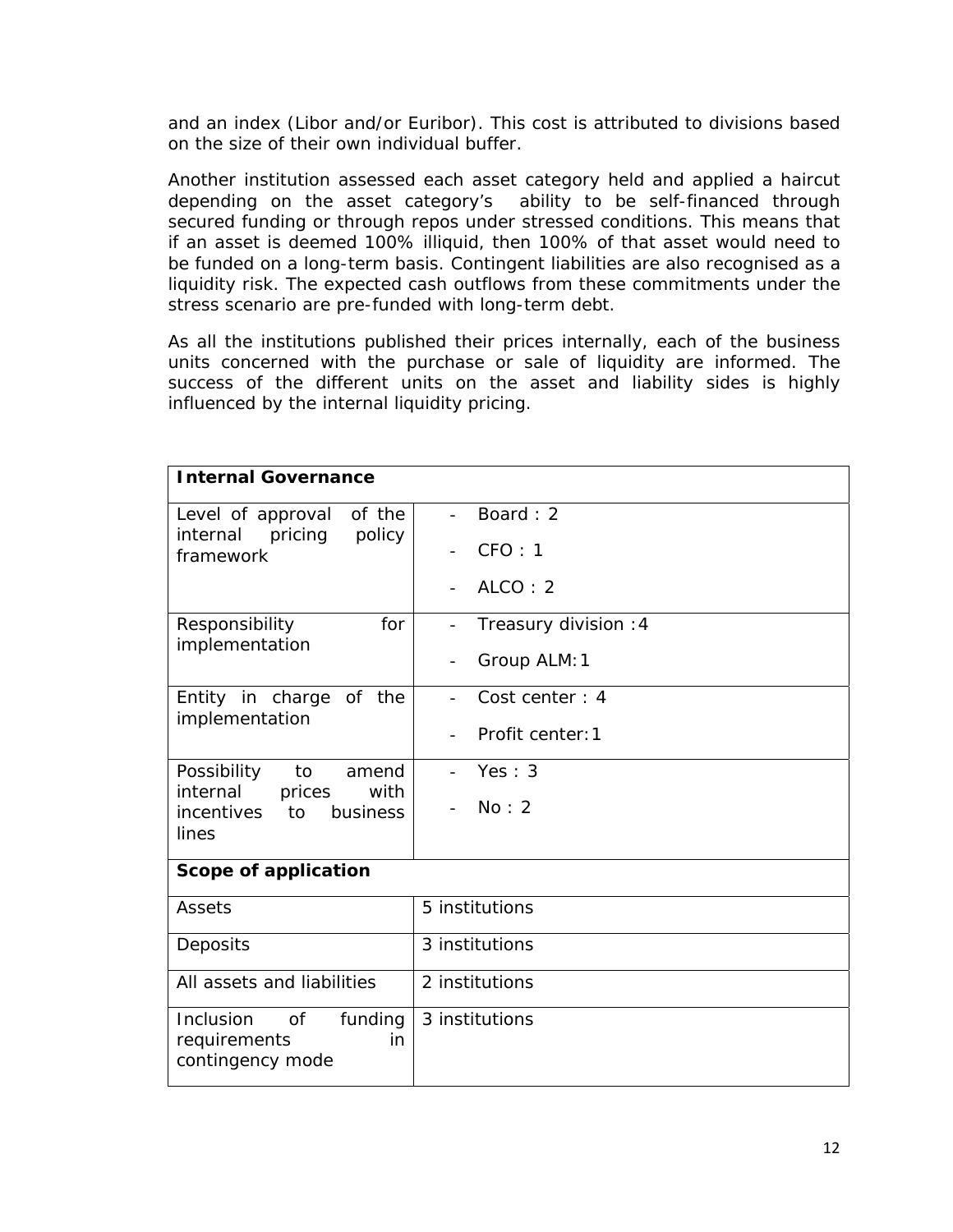and an index (Libor and/or Euribor). This cost is attributed to divisions based on the size of their own individual buffer.

Another institution assessed each asset category held and applied a haircut depending on the asset category's ability to be self-financed through secured funding or through repos under stressed conditions. This means that if an asset is deemed 100% illiquid, then 100% of that asset would need to be funded on a long-term basis. Contingent liabilities are also recognised as a liquidity risk. The expected cash outflows from these commitments under the stress scenario are pre-funded with long-term debt.

As all the institutions published their prices internally, each of the business units concerned with the purchase or sale of liquidity are informed. The success of the different units on the asset and liability sides is highly influenced by the internal liquidity pricing.

| **Internal Governance** | |
|---|---|
| Level of approval of the internal pricing policy framework | - Board : 2<br>- CFO : 1<br>- ALCO : 2 |
| Responsibility for implementation | - Treasury division :4<br>- Group ALM:1 |
| Entity in charge of the implementation | - Cost center : 4<br>- Profit center:1 |
| Possibility to amend internal prices with incentives to business lines | - Yes : 3<br>- No : 2 |
| **Scope of application** | |
| Assets | 5 institutions |
| Deposits | 3 institutions |
| All assets and liabilities | 2 institutions |
| Inclusion of funding requirements in contingency mode | 3 institutions |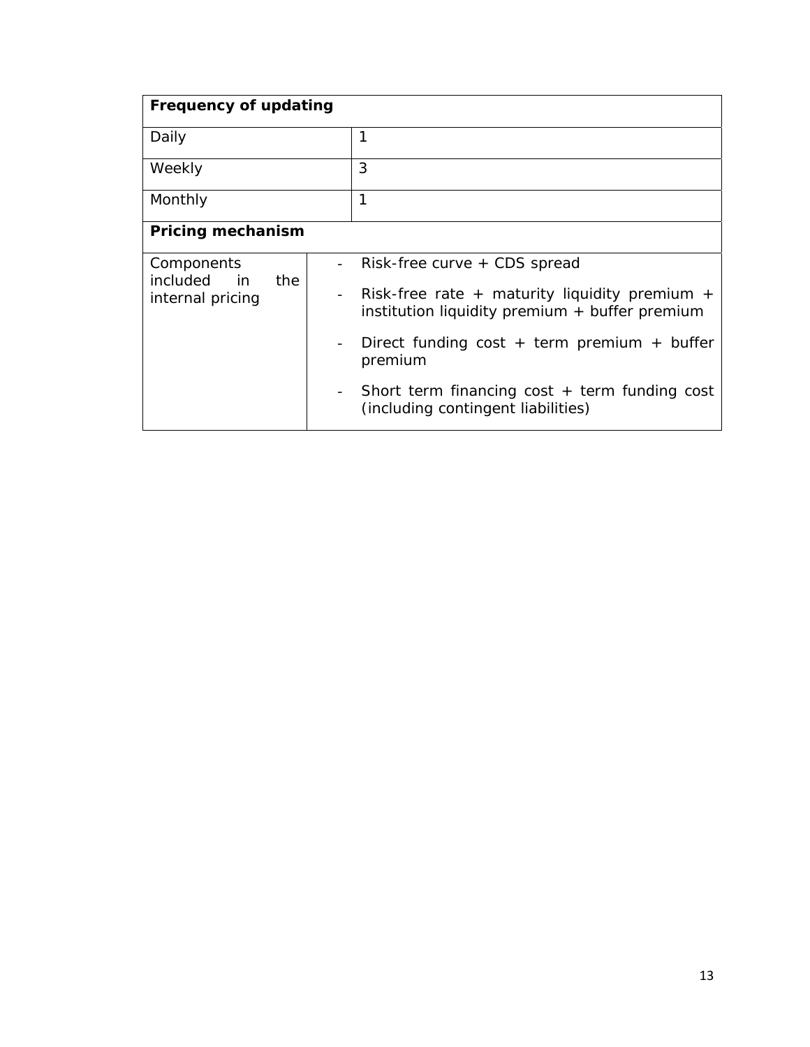| **Frequency of updating** | |
|---|---|
| Daily | 1 |
| Weekly | 3 |
| Monthly | 1 |
| **Pricing mechanism** | |
| Components included in the internal pricing | - Risk-free curve + CDS spread<br>- Risk-free rate + maturity liquidity premium + institution liquidity premium + buffer premium<br>- Direct funding cost + term premium + buffer premium<br>- Short term financing cost + term funding cost (including contingent liabilities) |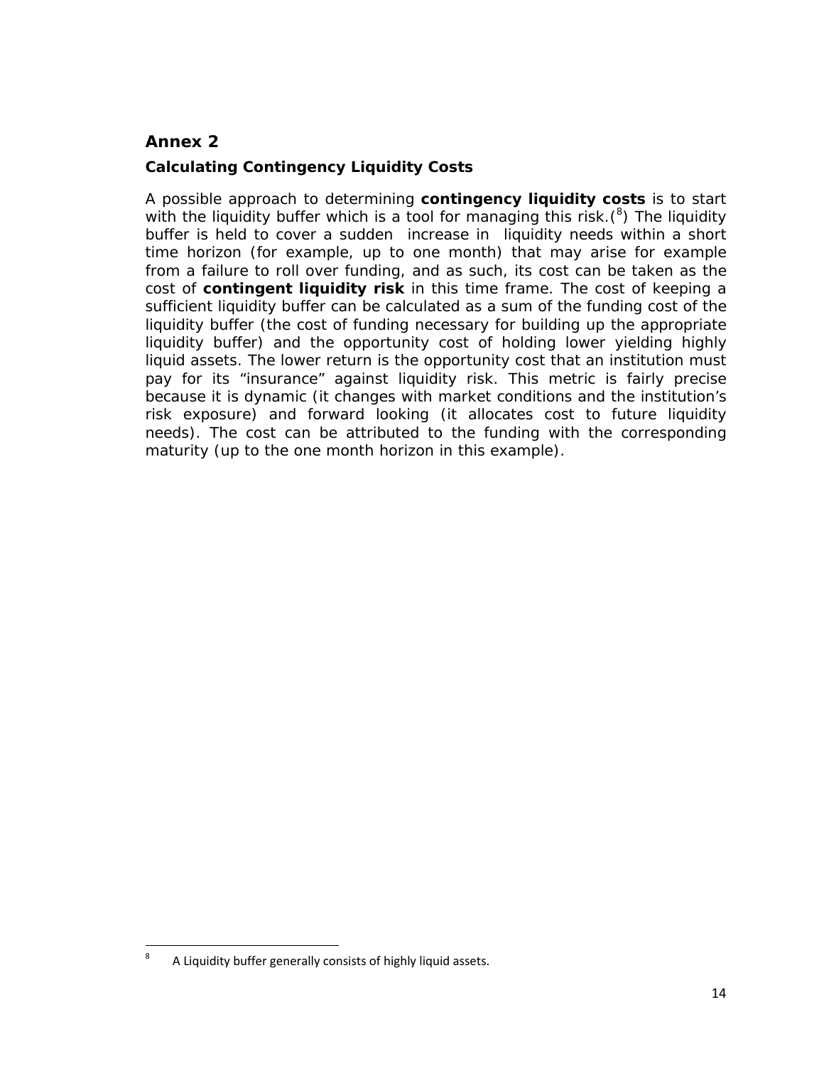## Annex 2

### Calculating Contingency Liquidity Costs

A possible approach to determining **contingency liquidity costs** is to start with the liquidity buffer which is a tool for managing this risk.([8]) The liquidity buffer is held to cover a sudden increase in liquidity needs within a short time horizon (for example, up to one month) that may arise for example from a failure to roll over funding, and as such, its cost can be taken as the cost of **contingent liquidity risk** in this time frame. The cost of keeping a sufficient liquidity buffer can be calculated as a sum of the funding cost of the liquidity buffer (the cost of funding necessary for building up the appropriate liquidity buffer) and the opportunity cost of holding lower yielding highly liquid assets. The lower return is the opportunity cost that an institution must pay for its "insurance" against liquidity risk. This metric is fairly precise because it is dynamic (it changes with market conditions and the institution's risk exposure) and forward looking (it allocates cost to future liquidity needs). The cost can be attributed to the funding with the corresponding maturity (up to the one month horizon in this example).

[8] A Liquidity buffer generally consists of highly liquid assets.